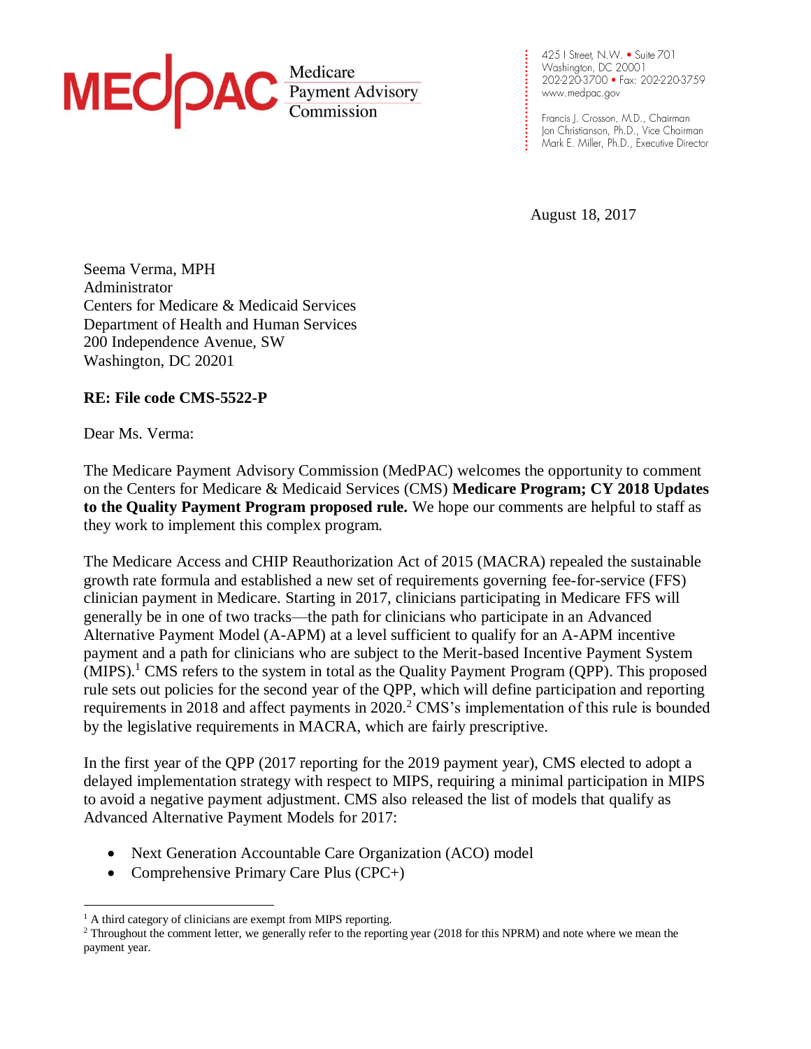MEDPAC Medicare Payment Advisory Commission

425 I Street, N.W. • Suite 701
Washington, DC 20001
202-220-3700 • Fax: 202-220-3759
www.medpac.gov

Francis J. Crosson, M.D., Chairman
Jon Christianson, Ph.D., Vice Chairman
Mark E. Miller, Ph.D., Executive Director

August 18, 2017

Seema Verma, MPH
Administrator
Centers for Medicare & Medicaid Services
Department of Health and Human Services
200 Independence Avenue, SW
Washington, DC 20201

**RE: File code CMS-5522-P**

Dear Ms. Verma:

The Medicare Payment Advisory Commission (MedPAC) welcomes the opportunity to comment on the Centers for Medicare & Medicaid Services (CMS) **Medicare Program; CY 2018 Updates to the Quality Payment Program proposed rule.** We hope our comments are helpful to staff as they work to implement this complex program.

The Medicare Access and CHIP Reauthorization Act of 2015 (MACRA) repealed the sustainable growth rate formula and established a new set of requirements governing fee-for-service (FFS) clinician payment in Medicare. Starting in 2017, clinicians participating in Medicare FFS will generally be in one of two tracks—the path for clinicians who participate in an Advanced Alternative Payment Model (A-APM) at a level sufficient to qualify for an A-APM incentive payment and a path for clinicians who are subject to the Merit-based Incentive Payment System (MIPS).[1] CMS refers to the system in total as the Quality Payment Program (QPP). This proposed rule sets out policies for the second year of the QPP, which will define participation and reporting requirements in 2018 and affect payments in 2020.[2] CMS's implementation of this rule is bounded by the legislative requirements in MACRA, which are fairly prescriptive.

In the first year of the QPP (2017 reporting for the 2019 payment year), CMS elected to adopt a delayed implementation strategy with respect to MIPS, requiring a minimal participation in MIPS to avoid a negative payment adjustment. CMS also released the list of models that qualify as Advanced Alternative Payment Models for 2017:

- Next Generation Accountable Care Organization (ACO) model
- Comprehensive Primary Care Plus (CPC+)

[1] A third category of clinicians are exempt from MIPS reporting.

[2] Throughout the comment letter, we generally refer to the reporting year (2018 for this NPRM) and note where we mean the payment year.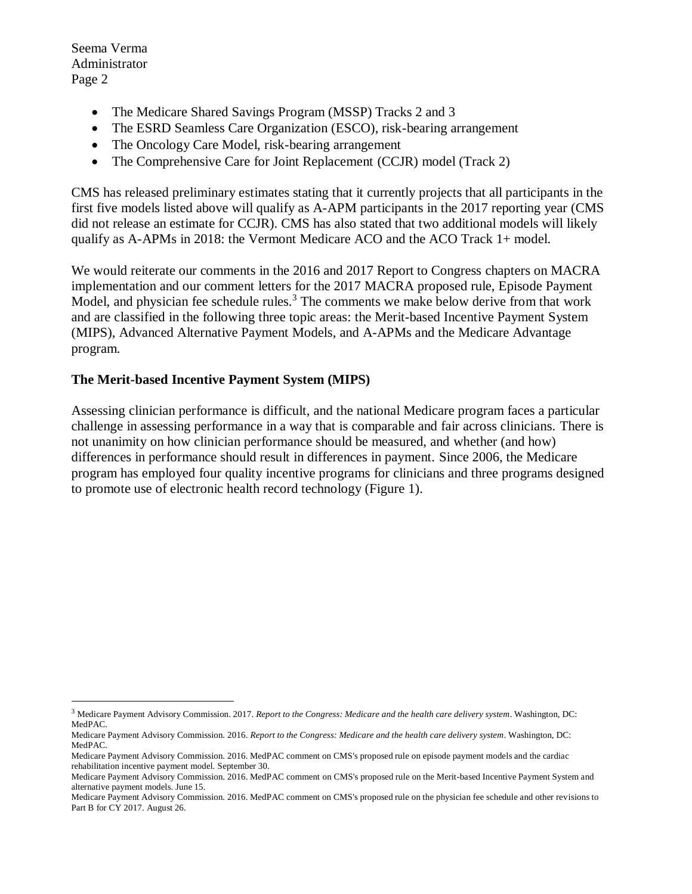- The Medicare Shared Savings Program (MSSP) Tracks 2 and 3
- The ESRD Seamless Care Organization (ESCO), risk-bearing arrangement
- The Oncology Care Model, risk-bearing arrangement
- The Comprehensive Care for Joint Replacement (CCJR) model (Track 2)

CMS has released preliminary estimates stating that it currently projects that all participants in the first five models listed above will qualify as A-APM participants in the 2017 reporting year (CMS did not release an estimate for CCJR). CMS has also stated that two additional models will likely qualify as A-APMs in 2018: the Vermont Medicare ACO and the ACO Track 1+ model.

We would reiterate our comments in the 2016 and 2017 Report to Congress chapters on MACRA implementation and our comment letters for the 2017 MACRA proposed rule, Episode Payment Model, and physician fee schedule rules.[3] The comments we make below derive from that work and are classified in the following three topic areas: the Merit-based Incentive Payment System (MIPS), Advanced Alternative Payment Models, and A-APMs and the Medicare Advantage program.

## The Merit-based Incentive Payment System (MIPS)

Assessing clinician performance is difficult, and the national Medicare program faces a particular challenge in assessing performance in a way that is comparable and fair across clinicians. There is not unanimity on how clinician performance should be measured, and whether (and how) differences in performance should result in differences in payment. Since 2006, the Medicare program has employed four quality incentive programs for clinicians and three programs designed to promote use of electronic health record technology (Figure 1).

---

[3] Medicare Payment Advisory Commission. 2017. *Report to the Congress: Medicare and the health care delivery system*. Washington, DC: MedPAC.

Medicare Payment Advisory Commission. 2016. *Report to the Congress: Medicare and the health care delivery system*. Washington, DC: MedPAC.

Medicare Payment Advisory Commission. 2016. MedPAC comment on CMS's proposed rule on episode payment models and the cardiac rehabilitation incentive payment model. September 30.

Medicare Payment Advisory Commission. 2016. MedPAC comment on CMS's proposed rule on the Merit-based Incentive Payment System and alternative payment models. June 15.

Medicare Payment Advisory Commission. 2016. MedPAC comment on CMS's proposed rule on the physician fee schedule and other revisions to Part B for CY 2017. August 26.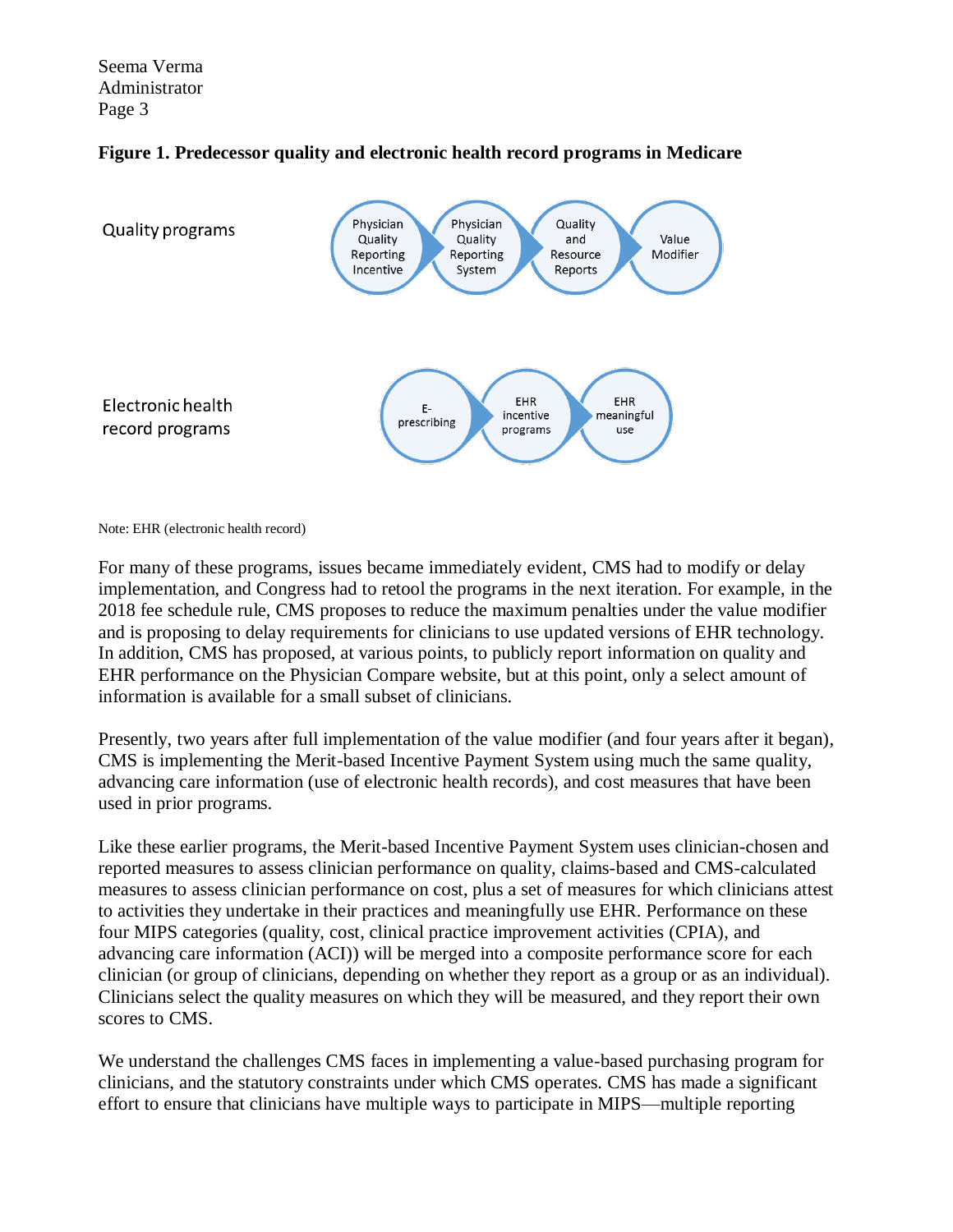**Figure 1. Predecessor quality and electronic health record programs in Medicare**

Quality programs: Physician Quality Reporting Incentive → Physician Quality Reporting System → Quality and Resource Reports → Value Modifier

Electronic health record programs: E-prescribing → EHR incentive programs → EHR meaningful use

Note: EHR (electronic health record)

For many of these programs, issues became immediately evident, CMS had to modify or delay implementation, and Congress had to retool the programs in the next iteration. For example, in the 2018 fee schedule rule, CMS proposes to reduce the maximum penalties under the value modifier and is proposing to delay requirements for clinicians to use updated versions of EHR technology. In addition, CMS has proposed, at various points, to publicly report information on quality and EHR performance on the Physician Compare website, but at this point, only a select amount of information is available for a small subset of clinicians.

Presently, two years after full implementation of the value modifier (and four years after it began), CMS is implementing the Merit-based Incentive Payment System using much the same quality, advancing care information (use of electronic health records), and cost measures that have been used in prior programs.

Like these earlier programs, the Merit-based Incentive Payment System uses clinician-chosen and reported measures to assess clinician performance on quality, claims-based and CMS-calculated measures to assess clinician performance on cost, plus a set of measures for which clinicians attest to activities they undertake in their practices and meaningfully use EHR. Performance on these four MIPS categories (quality, cost, clinical practice improvement activities (CPIA), and advancing care information (ACI)) will be merged into a composite performance score for each clinician (or group of clinicians, depending on whether they report as a group or as an individual). Clinicians select the quality measures on which they will be measured, and they report their own scores to CMS.

We understand the challenges CMS faces in implementing a value-based purchasing program for clinicians, and the statutory constraints under which CMS operates. CMS has made a significant effort to ensure that clinicians have multiple ways to participate in MIPS—multiple reporting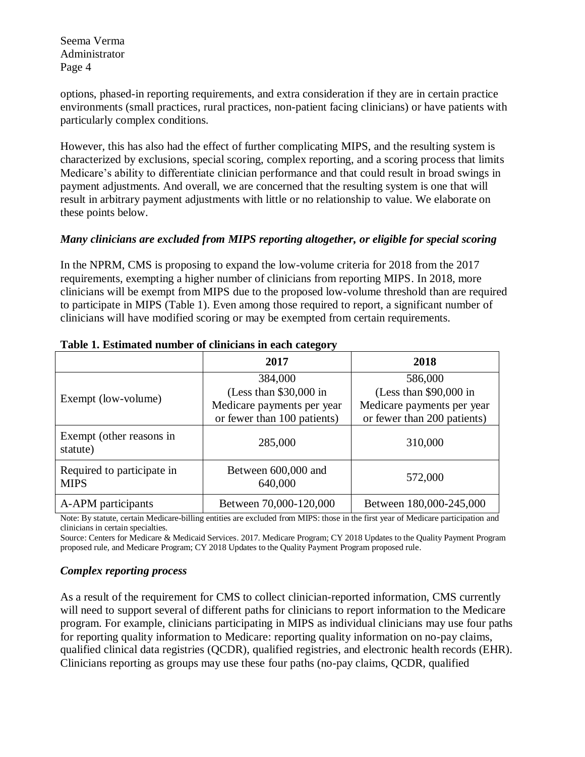options, phased-in reporting requirements, and extra consideration if they are in certain practice environments (small practices, rural practices, non-patient facing clinicians) or have patients with particularly complex conditions.

However, this has also had the effect of further complicating MIPS, and the resulting system is characterized by exclusions, special scoring, complex reporting, and a scoring process that limits Medicare's ability to differentiate clinician performance and that could result in broad swings in payment adjustments. And overall, we are concerned that the resulting system is one that will result in arbitrary payment adjustments with little or no relationship to value. We elaborate on these points below.

***Many clinicians are excluded from MIPS reporting altogether, or eligible for special scoring***

In the NPRM, CMS is proposing to expand the low-volume criteria for 2018 from the 2017 requirements, exempting a higher number of clinicians from reporting MIPS. In 2018, more clinicians will be exempt from MIPS due to the proposed low-volume threshold than are required to participate in MIPS (Table 1). Even among those required to report, a significant number of clinicians will have modified scoring or may be exempted from certain requirements.

**Table 1. Estimated number of clinicians in each category**

| | 2017 | 2018 |
|---|---|---|
| Exempt (low-volume) | 384,000 (Less than $30,000 in Medicare payments per year or fewer than 100 patients) | 586,000 (Less than $90,000 in Medicare payments per year or fewer than 200 patients) |
| Exempt (other reasons in statute) | 285,000 | 310,000 |
| Required to participate in MIPS | Between 600,000 and 640,000 | 572,000 |
| A-APM participants | Between 70,000-120,000 | Between 180,000-245,000 |

Note: By statute, certain Medicare-billing entities are excluded from MIPS: those in the first year of Medicare participation and clinicians in certain specialties.

Source: Centers for Medicare & Medicaid Services. 2017. Medicare Program; CY 2018 Updates to the Quality Payment Program proposed rule, and Medicare Program; CY 2018 Updates to the Quality Payment Program proposed rule.

***Complex reporting process***

As a result of the requirement for CMS to collect clinician-reported information, CMS currently will need to support several of different paths for clinicians to report information to the Medicare program. For example, clinicians participating in MIPS as individual clinicians may use four paths for reporting quality information to Medicare: reporting quality information on no-pay claims, qualified clinical data registries (QCDR), qualified registries, and electronic health records (EHR). Clinicians reporting as groups may use these four paths (no-pay claims, QCDR, qualified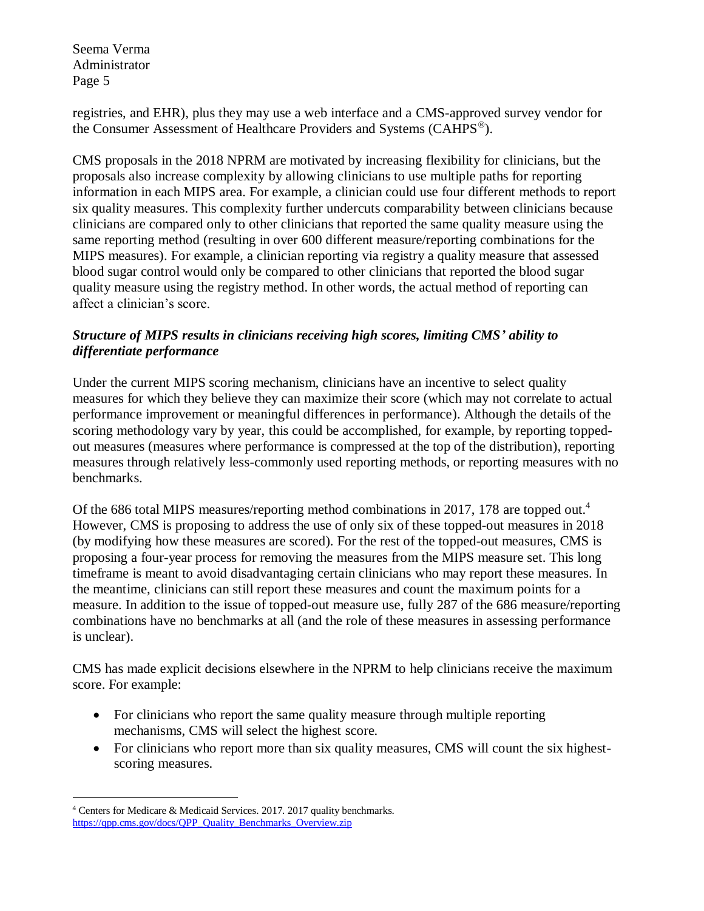registries, and EHR), plus they may use a web interface and a CMS-approved survey vendor for the Consumer Assessment of Healthcare Providers and Systems (CAHPS®).

CMS proposals in the 2018 NPRM are motivated by increasing flexibility for clinicians, but the proposals also increase complexity by allowing clinicians to use multiple paths for reporting information in each MIPS area. For example, a clinician could use four different methods to report six quality measures. This complexity further undercuts comparability between clinicians because clinicians are compared only to other clinicians that reported the same quality measure using the same reporting method (resulting in over 600 different measure/reporting combinations for the MIPS measures). For example, a clinician reporting via registry a quality measure that assessed blood sugar control would only be compared to other clinicians that reported the blood sugar quality measure using the registry method. In other words, the actual method of reporting can affect a clinician's score.

***Structure of MIPS results in clinicians receiving high scores, limiting CMS' ability to differentiate performance***

Under the current MIPS scoring mechanism, clinicians have an incentive to select quality measures for which they believe they can maximize their score (which may not correlate to actual performance improvement or meaningful differences in performance). Although the details of the scoring methodology vary by year, this could be accomplished, for example, by reporting topped-out measures (measures where performance is compressed at the top of the distribution), reporting measures through relatively less-commonly used reporting methods, or reporting measures with no benchmarks.

Of the 686 total MIPS measures/reporting method combinations in 2017, 178 are topped out.[4] However, CMS is proposing to address the use of only six of these topped-out measures in 2018 (by modifying how these measures are scored). For the rest of the topped-out measures, CMS is proposing a four-year process for removing the measures from the MIPS measure set. This long timeframe is meant to avoid disadvantaging certain clinicians who may report these measures. In the meantime, clinicians can still report these measures and count the maximum points for a measure. In addition to the issue of topped-out measure use, fully 287 of the 686 measure/reporting combinations have no benchmarks at all (and the role of these measures in assessing performance is unclear).

CMS has made explicit decisions elsewhere in the NPRM to help clinicians receive the maximum score. For example:

- For clinicians who report the same quality measure through multiple reporting mechanisms, CMS will select the highest score.
- For clinicians who report more than six quality measures, CMS will count the six highest-scoring measures.

---

[4] Centers for Medicare & Medicaid Services. 2017. 2017 quality benchmarks. https://qpp.cms.gov/docs/QPP_Quality_Benchmarks_Overview.zip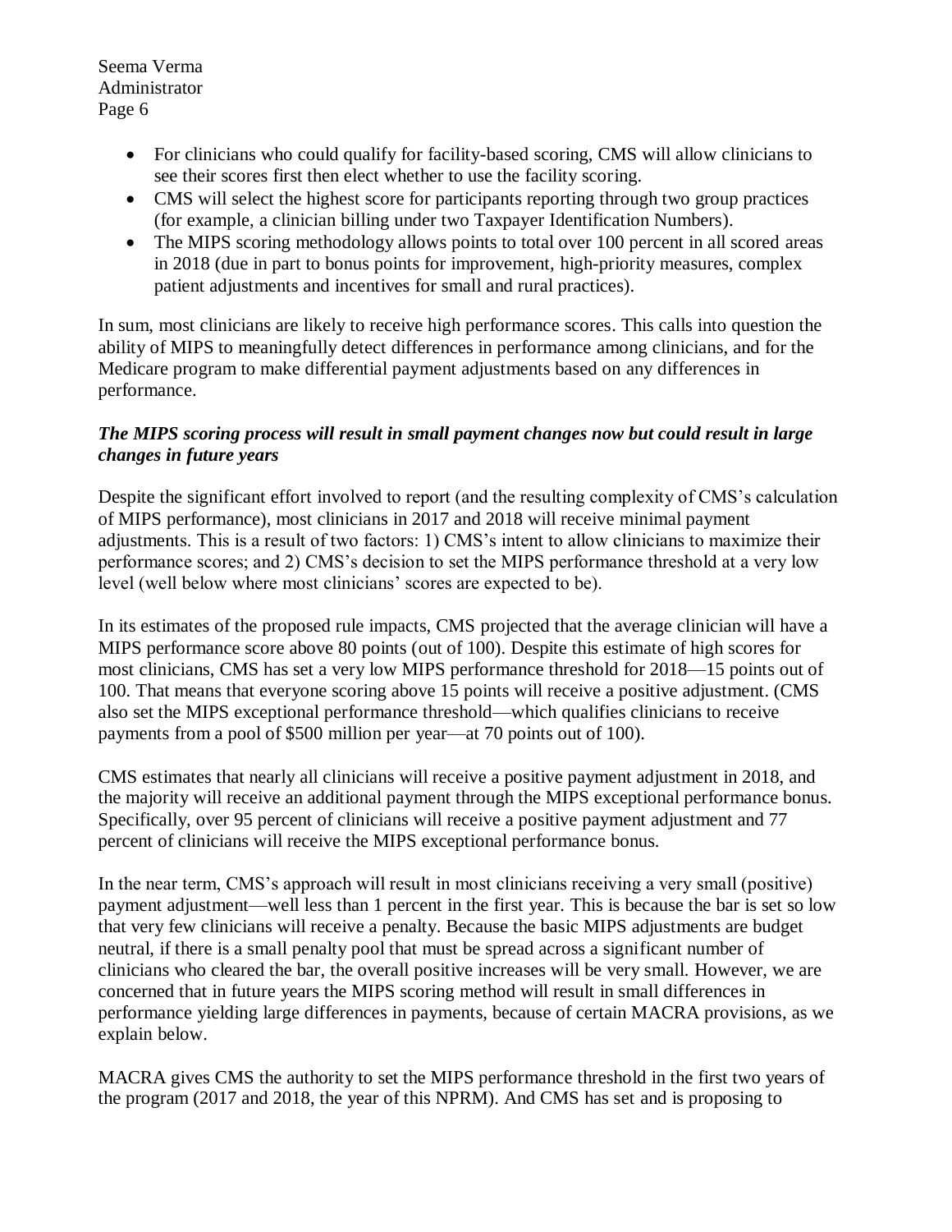- For clinicians who could qualify for facility-based scoring, CMS will allow clinicians to see their scores first then elect whether to use the facility scoring.
- CMS will select the highest score for participants reporting through two group practices (for example, a clinician billing under two Taxpayer Identification Numbers).
- The MIPS scoring methodology allows points to total over 100 percent in all scored areas in 2018 (due in part to bonus points for improvement, high-priority measures, complex patient adjustments and incentives for small and rural practices).

In sum, most clinicians are likely to receive high performance scores. This calls into question the ability of MIPS to meaningfully detect differences in performance among clinicians, and for the Medicare program to make differential payment adjustments based on any differences in performance.

***The MIPS scoring process will result in small payment changes now but could result in large changes in future years***

Despite the significant effort involved to report (and the resulting complexity of CMS's calculation of MIPS performance), most clinicians in 2017 and 2018 will receive minimal payment adjustments. This is a result of two factors: 1) CMS's intent to allow clinicians to maximize their performance scores; and 2) CMS's decision to set the MIPS performance threshold at a very low level (well below where most clinicians' scores are expected to be).

In its estimates of the proposed rule impacts, CMS projected that the average clinician will have a MIPS performance score above 80 points (out of 100). Despite this estimate of high scores for most clinicians, CMS has set a very low MIPS performance threshold for 2018—15 points out of 100. That means that everyone scoring above 15 points will receive a positive adjustment. (CMS also set the MIPS exceptional performance threshold—which qualifies clinicians to receive payments from a pool of $500 million per year—at 70 points out of 100).

CMS estimates that nearly all clinicians will receive a positive payment adjustment in 2018, and the majority will receive an additional payment through the MIPS exceptional performance bonus. Specifically, over 95 percent of clinicians will receive a positive payment adjustment and 77 percent of clinicians will receive the MIPS exceptional performance bonus.

In the near term, CMS's approach will result in most clinicians receiving a very small (positive) payment adjustment—well less than 1 percent in the first year. This is because the bar is set so low that very few clinicians will receive a penalty. Because the basic MIPS adjustments are budget neutral, if there is a small penalty pool that must be spread across a significant number of clinicians who cleared the bar, the overall positive increases will be very small. However, we are concerned that in future years the MIPS scoring method will result in small differences in performance yielding large differences in payments, because of certain MACRA provisions, as we explain below.

MACRA gives CMS the authority to set the MIPS performance threshold in the first two years of the program (2017 and 2018, the year of this NPRM). And CMS has set and is proposing to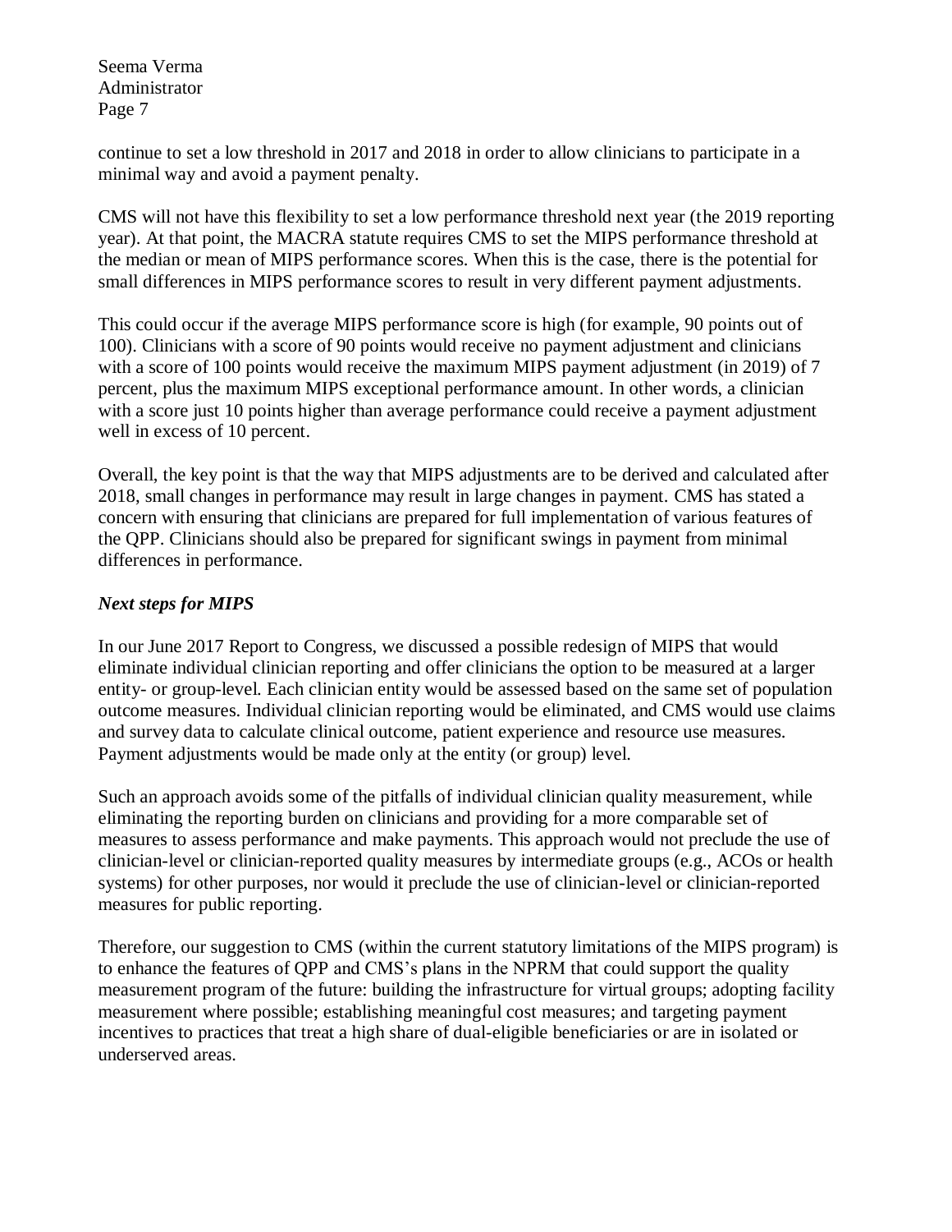continue to set a low threshold in 2017 and 2018 in order to allow clinicians to participate in a minimal way and avoid a payment penalty.

CMS will not have this flexibility to set a low performance threshold next year (the 2019 reporting year). At that point, the MACRA statute requires CMS to set the MIPS performance threshold at the median or mean of MIPS performance scores. When this is the case, there is the potential for small differences in MIPS performance scores to result in very different payment adjustments.

This could occur if the average MIPS performance score is high (for example, 90 points out of 100). Clinicians with a score of 90 points would receive no payment adjustment and clinicians with a score of 100 points would receive the maximum MIPS payment adjustment (in 2019) of 7 percent, plus the maximum MIPS exceptional performance amount. In other words, a clinician with a score just 10 points higher than average performance could receive a payment adjustment well in excess of 10 percent.

Overall, the key point is that the way that MIPS adjustments are to be derived and calculated after 2018, small changes in performance may result in large changes in payment. CMS has stated a concern with ensuring that clinicians are prepared for full implementation of various features of the QPP. Clinicians should also be prepared for significant swings in payment from minimal differences in performance.

### *Next steps for MIPS*

In our June 2017 Report to Congress, we discussed a possible redesign of MIPS that would eliminate individual clinician reporting and offer clinicians the option to be measured at a larger entity- or group-level. Each clinician entity would be assessed based on the same set of population outcome measures. Individual clinician reporting would be eliminated, and CMS would use claims and survey data to calculate clinical outcome, patient experience and resource use measures. Payment adjustments would be made only at the entity (or group) level.

Such an approach avoids some of the pitfalls of individual clinician quality measurement, while eliminating the reporting burden on clinicians and providing for a more comparable set of measures to assess performance and make payments. This approach would not preclude the use of clinician-level or clinician-reported quality measures by intermediate groups (e.g., ACOs or health systems) for other purposes, nor would it preclude the use of clinician-level or clinician-reported measures for public reporting.

Therefore, our suggestion to CMS (within the current statutory limitations of the MIPS program) is to enhance the features of QPP and CMS's plans in the NPRM that could support the quality measurement program of the future: building the infrastructure for virtual groups; adopting facility measurement where possible; establishing meaningful cost measures; and targeting payment incentives to practices that treat a high share of dual-eligible beneficiaries or are in isolated or underserved areas.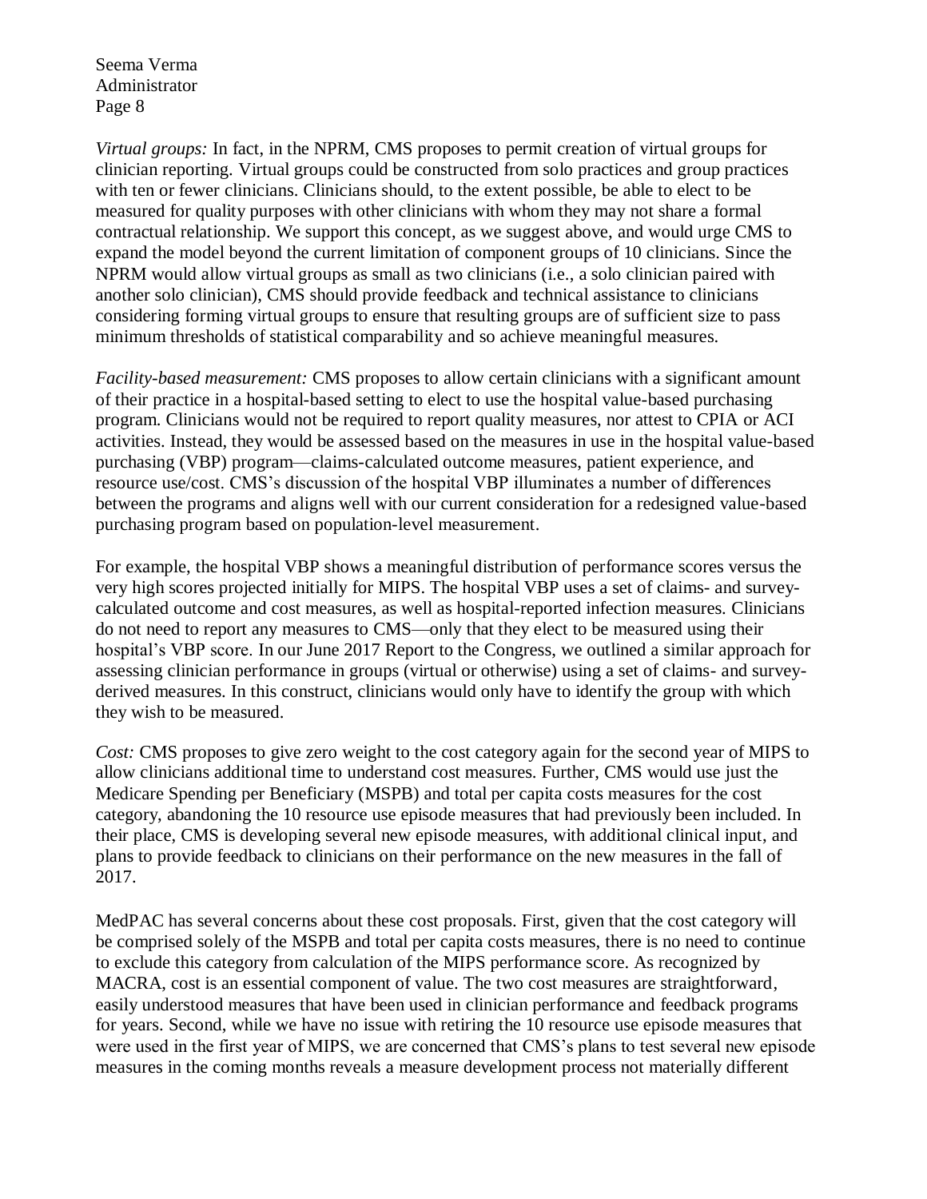*Virtual groups:* In fact, in the NPRM, CMS proposes to permit creation of virtual groups for clinician reporting. Virtual groups could be constructed from solo practices and group practices with ten or fewer clinicians. Clinicians should, to the extent possible, be able to elect to be measured for quality purposes with other clinicians with whom they may not share a formal contractual relationship. We support this concept, as we suggest above, and would urge CMS to expand the model beyond the current limitation of component groups of 10 clinicians. Since the NPRM would allow virtual groups as small as two clinicians (i.e., a solo clinician paired with another solo clinician), CMS should provide feedback and technical assistance to clinicians considering forming virtual groups to ensure that resulting groups are of sufficient size to pass minimum thresholds of statistical comparability and so achieve meaningful measures.

*Facility-based measurement:* CMS proposes to allow certain clinicians with a significant amount of their practice in a hospital-based setting to elect to use the hospital value-based purchasing program. Clinicians would not be required to report quality measures, nor attest to CPIA or ACI activities. Instead, they would be assessed based on the measures in use in the hospital value-based purchasing (VBP) program—claims-calculated outcome measures, patient experience, and resource use/cost. CMS's discussion of the hospital VBP illuminates a number of differences between the programs and aligns well with our current consideration for a redesigned value-based purchasing program based on population-level measurement.

For example, the hospital VBP shows a meaningful distribution of performance scores versus the very high scores projected initially for MIPS. The hospital VBP uses a set of claims- and survey-calculated outcome and cost measures, as well as hospital-reported infection measures. Clinicians do not need to report any measures to CMS—only that they elect to be measured using their hospital's VBP score. In our June 2017 Report to the Congress, we outlined a similar approach for assessing clinician performance in groups (virtual or otherwise) using a set of claims- and survey-derived measures. In this construct, clinicians would only have to identify the group with which they wish to be measured.

*Cost:* CMS proposes to give zero weight to the cost category again for the second year of MIPS to allow clinicians additional time to understand cost measures. Further, CMS would use just the Medicare Spending per Beneficiary (MSPB) and total per capita costs measures for the cost category, abandoning the 10 resource use episode measures that had previously been included. In their place, CMS is developing several new episode measures, with additional clinical input, and plans to provide feedback to clinicians on their performance on the new measures in the fall of 2017.

MedPAC has several concerns about these cost proposals. First, given that the cost category will be comprised solely of the MSPB and total per capita costs measures, there is no need to continue to exclude this category from calculation of the MIPS performance score. As recognized by MACRA, cost is an essential component of value. The two cost measures are straightforward, easily understood measures that have been used in clinician performance and feedback programs for years. Second, while we have no issue with retiring the 10 resource use episode measures that were used in the first year of MIPS, we are concerned that CMS's plans to test several new episode measures in the coming months reveals a measure development process not materially different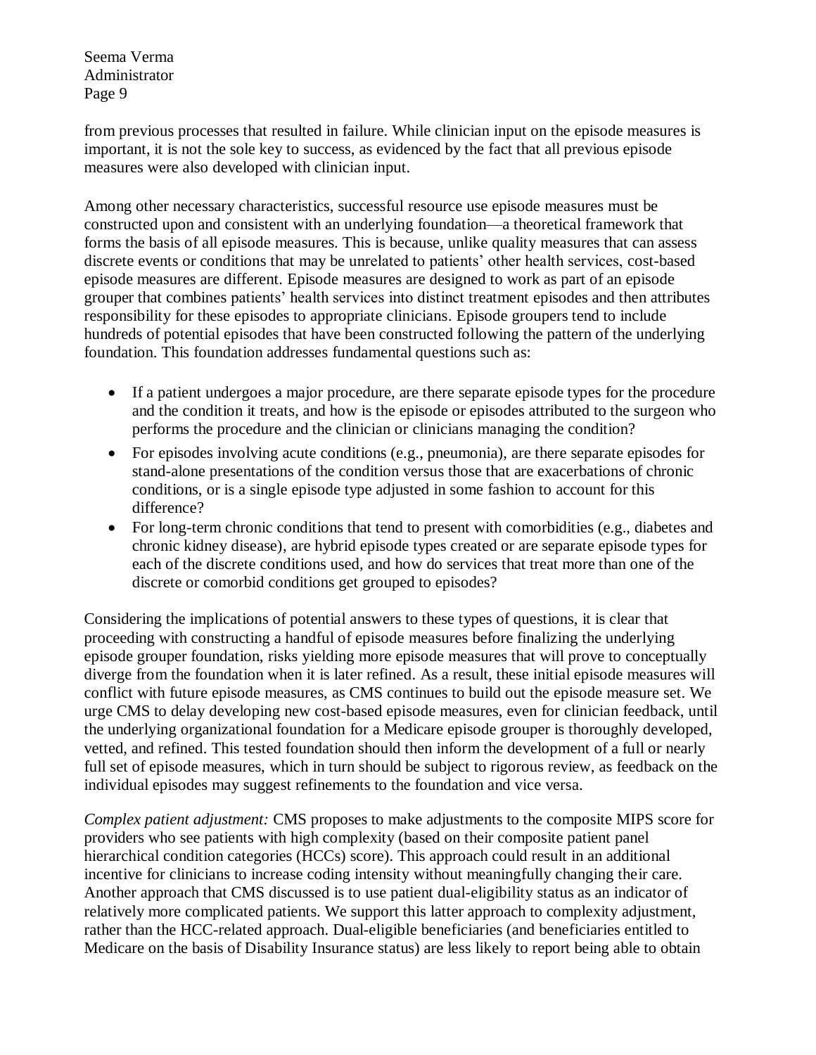from previous processes that resulted in failure. While clinician input on the episode measures is important, it is not the sole key to success, as evidenced by the fact that all previous episode measures were also developed with clinician input.

Among other necessary characteristics, successful resource use episode measures must be constructed upon and consistent with an underlying foundation—a theoretical framework that forms the basis of all episode measures. This is because, unlike quality measures that can assess discrete events or conditions that may be unrelated to patients' other health services, cost-based episode measures are different. Episode measures are designed to work as part of an episode grouper that combines patients' health services into distinct treatment episodes and then attributes responsibility for these episodes to appropriate clinicians. Episode groupers tend to include hundreds of potential episodes that have been constructed following the pattern of the underlying foundation. This foundation addresses fundamental questions such as:

- If a patient undergoes a major procedure, are there separate episode types for the procedure and the condition it treats, and how is the episode or episodes attributed to the surgeon who performs the procedure and the clinician or clinicians managing the condition?
- For episodes involving acute conditions (e.g., pneumonia), are there separate episodes for stand-alone presentations of the condition versus those that are exacerbations of chronic conditions, or is a single episode type adjusted in some fashion to account for this difference?
- For long-term chronic conditions that tend to present with comorbidities (e.g., diabetes and chronic kidney disease), are hybrid episode types created or are separate episode types for each of the discrete conditions used, and how do services that treat more than one of the discrete or comorbid conditions get grouped to episodes?

Considering the implications of potential answers to these types of questions, it is clear that proceeding with constructing a handful of episode measures before finalizing the underlying episode grouper foundation, risks yielding more episode measures that will prove to conceptually diverge from the foundation when it is later refined. As a result, these initial episode measures will conflict with future episode measures, as CMS continues to build out the episode measure set. We urge CMS to delay developing new cost-based episode measures, even for clinician feedback, until the underlying organizational foundation for a Medicare episode grouper is thoroughly developed, vetted, and refined. This tested foundation should then inform the development of a full or nearly full set of episode measures, which in turn should be subject to rigorous review, as feedback on the individual episodes may suggest refinements to the foundation and vice versa.

*Complex patient adjustment:* CMS proposes to make adjustments to the composite MIPS score for providers who see patients with high complexity (based on their composite patient panel hierarchical condition categories (HCCs) score). This approach could result in an additional incentive for clinicians to increase coding intensity without meaningfully changing their care. Another approach that CMS discussed is to use patient dual-eligibility status as an indicator of relatively more complicated patients. We support this latter approach to complexity adjustment, rather than the HCC-related approach. Dual-eligible beneficiaries (and beneficiaries entitled to Medicare on the basis of Disability Insurance status) are less likely to report being able to obtain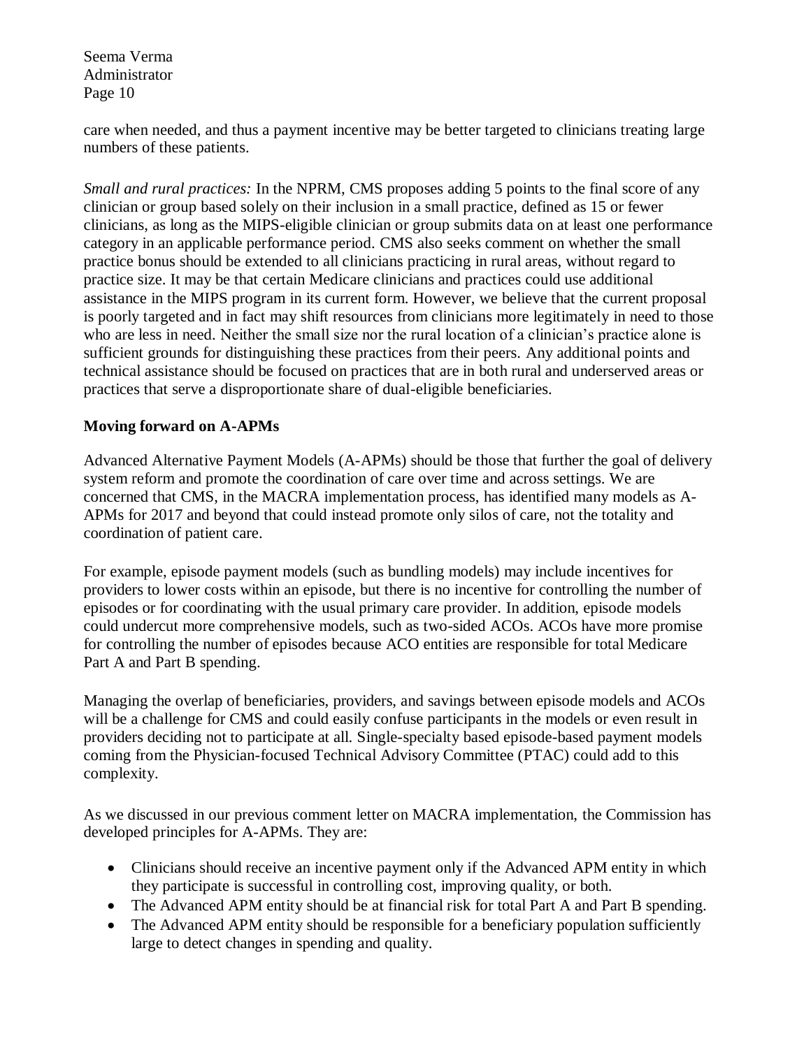care when needed, and thus a payment incentive may be better targeted to clinicians treating large numbers of these patients.

*Small and rural practices:* In the NPRM, CMS proposes adding 5 points to the final score of any clinician or group based solely on their inclusion in a small practice, defined as 15 or fewer clinicians, as long as the MIPS-eligible clinician or group submits data on at least one performance category in an applicable performance period. CMS also seeks comment on whether the small practice bonus should be extended to all clinicians practicing in rural areas, without regard to practice size. It may be that certain Medicare clinicians and practices could use additional assistance in the MIPS program in its current form. However, we believe that the current proposal is poorly targeted and in fact may shift resources from clinicians more legitimately in need to those who are less in need. Neither the small size nor the rural location of a clinician's practice alone is sufficient grounds for distinguishing these practices from their peers. Any additional points and technical assistance should be focused on practices that are in both rural and underserved areas or practices that serve a disproportionate share of dual-eligible beneficiaries.

**Moving forward on A-APMs**

Advanced Alternative Payment Models (A-APMs) should be those that further the goal of delivery system reform and promote the coordination of care over time and across settings. We are concerned that CMS, in the MACRA implementation process, has identified many models as A-APMs for 2017 and beyond that could instead promote only silos of care, not the totality and coordination of patient care.

For example, episode payment models (such as bundling models) may include incentives for providers to lower costs within an episode, but there is no incentive for controlling the number of episodes or for coordinating with the usual primary care provider. In addition, episode models could undercut more comprehensive models, such as two-sided ACOs. ACOs have more promise for controlling the number of episodes because ACO entities are responsible for total Medicare Part A and Part B spending.

Managing the overlap of beneficiaries, providers, and savings between episode models and ACOs will be a challenge for CMS and could easily confuse participants in the models or even result in providers deciding not to participate at all. Single-specialty based episode-based payment models coming from the Physician-focused Technical Advisory Committee (PTAC) could add to this complexity.

As we discussed in our previous comment letter on MACRA implementation, the Commission has developed principles for A-APMs. They are:

- Clinicians should receive an incentive payment only if the Advanced APM entity in which they participate is successful in controlling cost, improving quality, or both.
- The Advanced APM entity should be at financial risk for total Part A and Part B spending.
- The Advanced APM entity should be responsible for a beneficiary population sufficiently large to detect changes in spending and quality.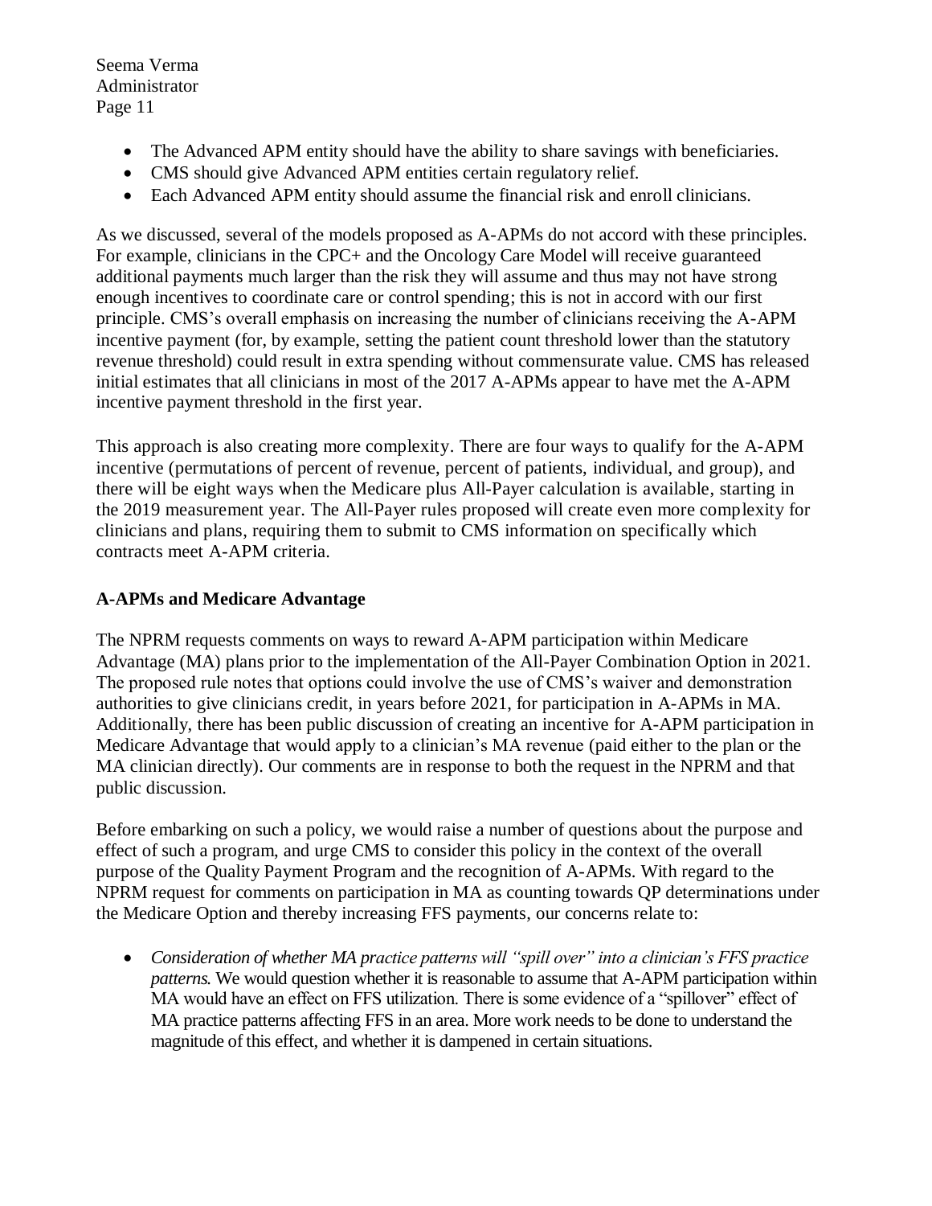- The Advanced APM entity should have the ability to share savings with beneficiaries.
- CMS should give Advanced APM entities certain regulatory relief.
- Each Advanced APM entity should assume the financial risk and enroll clinicians.

As we discussed, several of the models proposed as A-APMs do not accord with these principles. For example, clinicians in the CPC+ and the Oncology Care Model will receive guaranteed additional payments much larger than the risk they will assume and thus may not have strong enough incentives to coordinate care or control spending; this is not in accord with our first principle. CMS's overall emphasis on increasing the number of clinicians receiving the A-APM incentive payment (for, by example, setting the patient count threshold lower than the statutory revenue threshold) could result in extra spending without commensurate value. CMS has released initial estimates that all clinicians in most of the 2017 A-APMs appear to have met the A-APM incentive payment threshold in the first year.

This approach is also creating more complexity. There are four ways to qualify for the A-APM incentive (permutations of percent of revenue, percent of patients, individual, and group), and there will be eight ways when the Medicare plus All-Payer calculation is available, starting in the 2019 measurement year. The All-Payer rules proposed will create even more complexity for clinicians and plans, requiring them to submit to CMS information on specifically which contracts meet A-APM criteria.

**A-APMs and Medicare Advantage**

The NPRM requests comments on ways to reward A-APM participation within Medicare Advantage (MA) plans prior to the implementation of the All-Payer Combination Option in 2021. The proposed rule notes that options could involve the use of CMS's waiver and demonstration authorities to give clinicians credit, in years before 2021, for participation in A-APMs in MA. Additionally, there has been public discussion of creating an incentive for A-APM participation in Medicare Advantage that would apply to a clinician's MA revenue (paid either to the plan or the MA clinician directly). Our comments are in response to both the request in the NPRM and that public discussion.

Before embarking on such a policy, we would raise a number of questions about the purpose and effect of such a program, and urge CMS to consider this policy in the context of the overall purpose of the Quality Payment Program and the recognition of A-APMs. With regard to the NPRM request for comments on participation in MA as counting towards QP determinations under the Medicare Option and thereby increasing FFS payments, our concerns relate to:

- *Consideration of whether MA practice patterns will "spill over" into a clinician's FFS practice patterns.* We would question whether it is reasonable to assume that A-APM participation within MA would have an effect on FFS utilization. There is some evidence of a "spillover" effect of MA practice patterns affecting FFS in an area. More work needs to be done to understand the magnitude of this effect, and whether it is dampened in certain situations.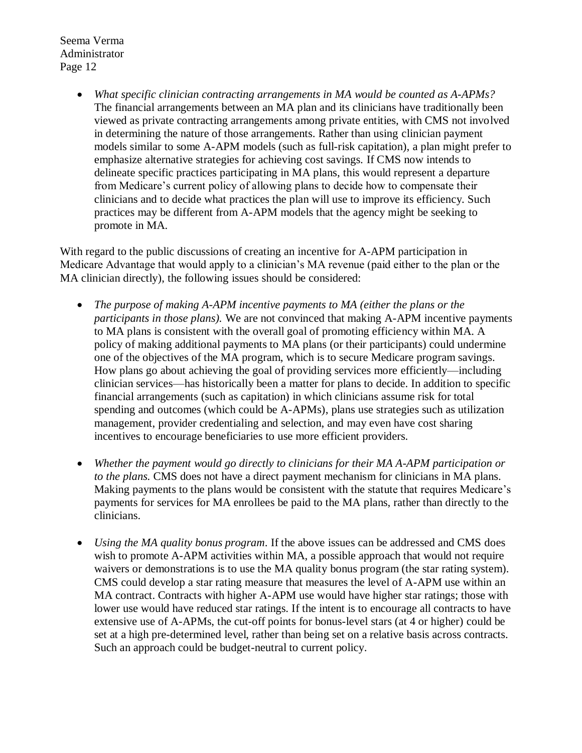- *What specific clinician contracting arrangements in MA would be counted as A-APMs?* The financial arrangements between an MA plan and its clinicians have traditionally been viewed as private contracting arrangements among private entities, with CMS not involved in determining the nature of those arrangements. Rather than using clinician payment models similar to some A-APM models (such as full-risk capitation), a plan might prefer to emphasize alternative strategies for achieving cost savings. If CMS now intends to delineate specific practices participating in MA plans, this would represent a departure from Medicare's current policy of allowing plans to decide how to compensate their clinicians and to decide what practices the plan will use to improve its efficiency. Such practices may be different from A-APM models that the agency might be seeking to promote in MA.

With regard to the public discussions of creating an incentive for A-APM participation in Medicare Advantage that would apply to a clinician's MA revenue (paid either to the plan or the MA clinician directly), the following issues should be considered:

- *The purpose of making A-APM incentive payments to MA (either the plans or the participants in those plans).* We are not convinced that making A-APM incentive payments to MA plans is consistent with the overall goal of promoting efficiency within MA. A policy of making additional payments to MA plans (or their participants) could undermine one of the objectives of the MA program, which is to secure Medicare program savings. How plans go about achieving the goal of providing services more efficiently—including clinician services—has historically been a matter for plans to decide. In addition to specific financial arrangements (such as capitation) in which clinicians assume risk for total spending and outcomes (which could be A-APMs), plans use strategies such as utilization management, provider credentialing and selection, and may even have cost sharing incentives to encourage beneficiaries to use more efficient providers.

- *Whether the payment would go directly to clinicians for their MA A-APM participation or to the plans.* CMS does not have a direct payment mechanism for clinicians in MA plans. Making payments to the plans would be consistent with the statute that requires Medicare's payments for services for MA enrollees be paid to the MA plans, rather than directly to the clinicians.

- *Using the MA quality bonus program*. If the above issues can be addressed and CMS does wish to promote A-APM activities within MA, a possible approach that would not require waivers or demonstrations is to use the MA quality bonus program (the star rating system). CMS could develop a star rating measure that measures the level of A-APM use within an MA contract. Contracts with higher A-APM use would have higher star ratings; those with lower use would have reduced star ratings. If the intent is to encourage all contracts to have extensive use of A-APMs, the cut-off points for bonus-level stars (at 4 or higher) could be set at a high pre-determined level, rather than being set on a relative basis across contracts. Such an approach could be budget-neutral to current policy.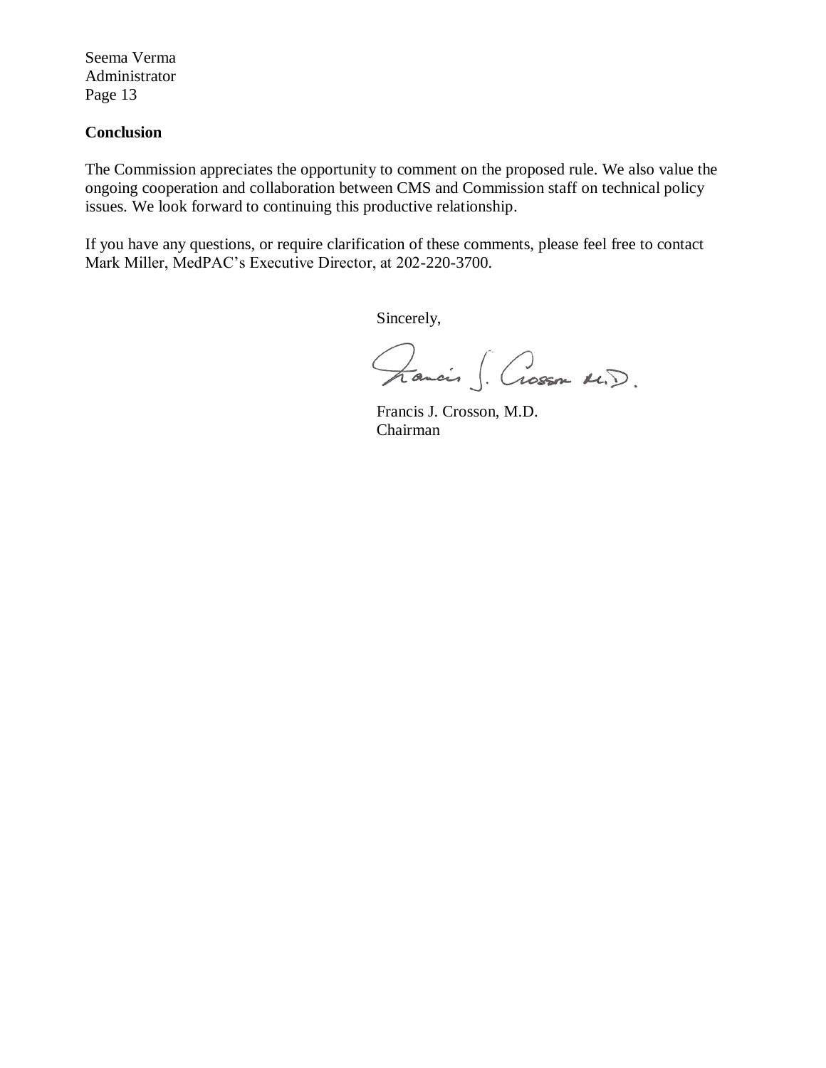## Conclusion

The Commission appreciates the opportunity to comment on the proposed rule. We also value the ongoing cooperation and collaboration between CMS and Commission staff on technical policy issues. We look forward to continuing this productive relationship.

If you have any questions, or require clarification of these comments, please feel free to contact Mark Miller, MedPAC's Executive Director, at 202-220-3700.

Sincerely,

Francis J. Crosson, M.D.
Chairman